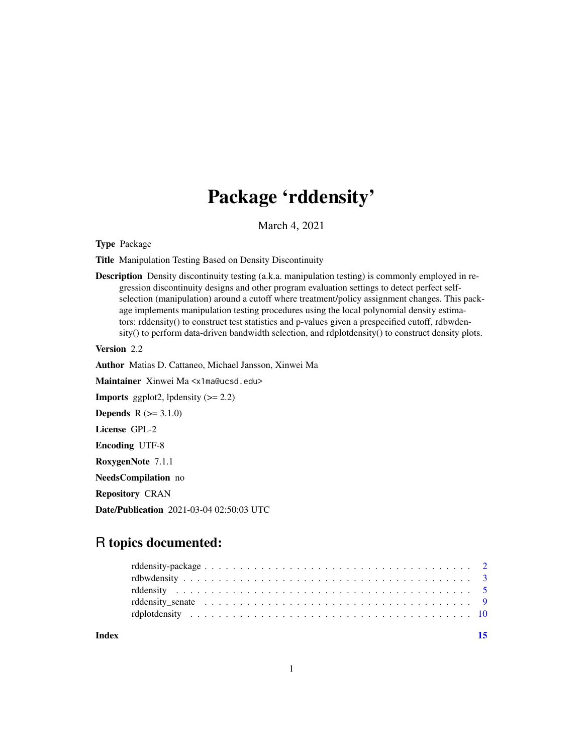# Package 'rddensity'

March 4, 2021

**Type** Package

**Title** Manipulation Testing Based on Density Discontinuity

**Description** Density discontinuity testing (a.k.a. manipulation testing) is commonly employed in regression discontinuity designs and other program evaluation settings to detect perfect self-selection (manipulation) around a cutoff where treatment/policy assignment changes. This package implements manipulation testing procedures using the local polynomial density estimators: rddensity() to construct test statistics and p-values given a prespecified cutoff, rdbwdensity() to perform data-driven bandwidth selection, and rdplotdensity() to construct density plots.

**Version** 2.2

**Author** Matias D. Cattaneo, Michael Jansson, Xinwei Ma

**Maintainer** Xinwei Ma <x1ma@ucsd.edu>

**Imports** ggplot2, lpdensity (>= 2.2)

**Depends** R (>= 3.1.0)

**License** GPL-2

**Encoding** UTF-8

**RoxygenNote** 7.1.1

**NeedsCompilation** no

**Repository** CRAN

**Date/Publication** 2021-03-04 02:50:03 UTC

## R topics documented:

- rddensity-package . . . . . . . . . . . . . . . . . . . . . . . . . . . . . . . . . . . . 2
- rdbwdensity . . . . . . . . . . . . . . . . . . . . . . . . . . . . . . . . . . . . . . . 3
- rddensity . . . . . . . . . . . . . . . . . . . . . . . . . . . . . . . . . . . . . . . . 5
- rddensity_senate . . . . . . . . . . . . . . . . . . . . . . . . . . . . . . . . . . . . 9
- rdplotdensity . . . . . . . . . . . . . . . . . . . . . . . . . . . . . . . . . . . . . . 10

**Index** **15**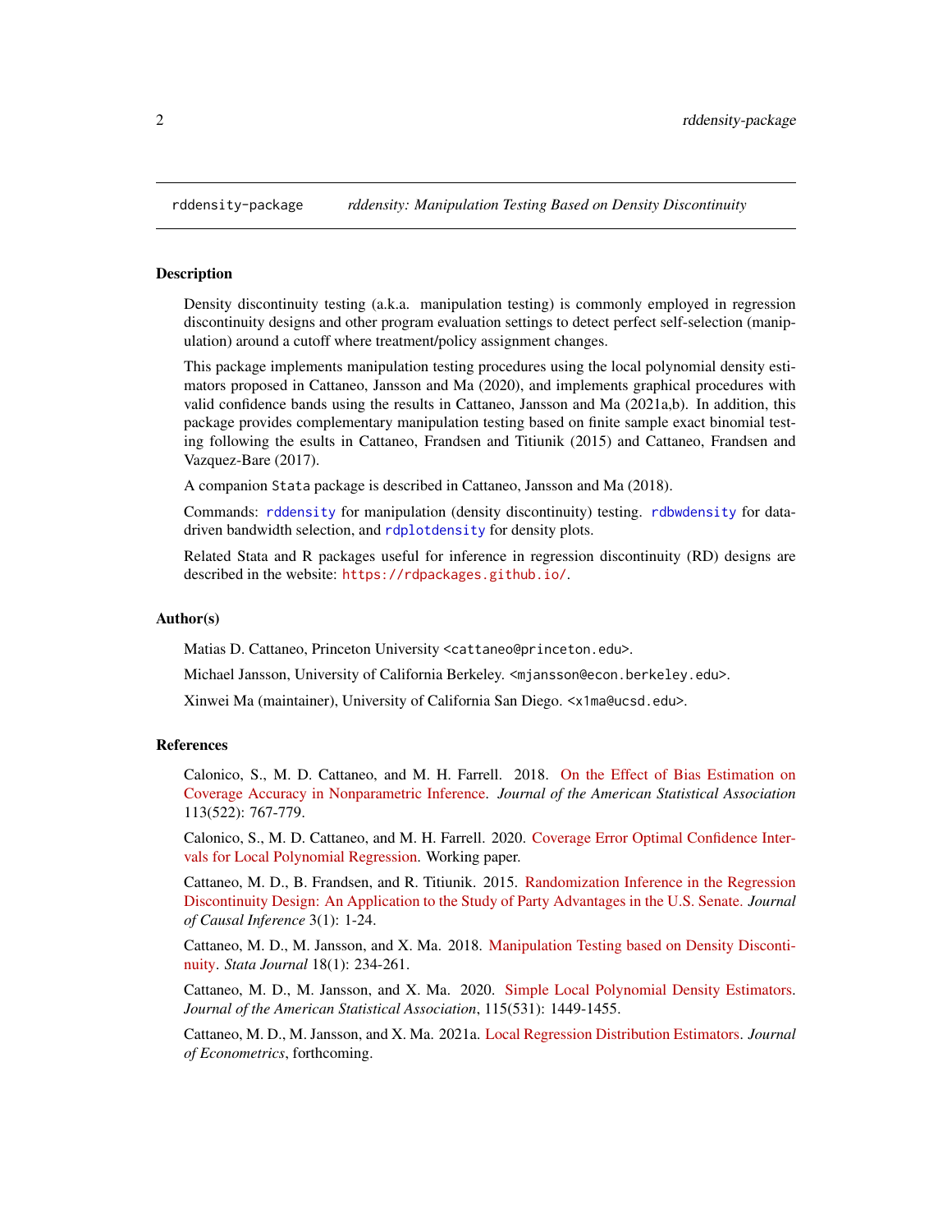rddensity-package    *rddensity: Manipulation Testing Based on Density Discontinuity*

### Description

Density discontinuity testing (a.k.a. manipulation testing) is commonly employed in regression discontinuity designs and other program evaluation settings to detect perfect self-selection (manipulation) around a cutoff where treatment/policy assignment changes.

This package implements manipulation testing procedures using the local polynomial density estimators proposed in Cattaneo, Jansson and Ma (2020), and implements graphical procedures with valid confidence bands using the results in Cattaneo, Jansson and Ma (2021a,b). In addition, this package provides complementary manipulation testing based on finite sample exact binomial testing following the esults in Cattaneo, Frandsen and Titiunik (2015) and Cattaneo, Frandsen and Vazquez-Bare (2017).

A companion `Stata` package is described in Cattaneo, Jansson and Ma (2018).

Commands: `rddensity` for manipulation (density discontinuity) testing. `rdbwdensity` for data-driven bandwidth selection, and `rdplotdensity` for density plots.

Related Stata and R packages useful for inference in regression discontinuity (RD) designs are described in the website: `https://rdpackages.github.io/`.

### Author(s)

Matias D. Cattaneo, Princeton University <cattaneo@princeton.edu>.

Michael Jansson, University of California Berkeley. <mjansson@econ.berkeley.edu>.

Xinwei Ma (maintainer), University of California San Diego. <x1ma@ucsd.edu>.

### References

Calonico, S., M. D. Cattaneo, and M. H. Farrell. 2018. On the Effect of Bias Estimation on Coverage Accuracy in Nonparametric Inference. *Journal of the American Statistical Association* 113(522): 767-779.

Calonico, S., M. D. Cattaneo, and M. H. Farrell. 2020. Coverage Error Optimal Confidence Intervals for Local Polynomial Regression. Working paper.

Cattaneo, M. D., B. Frandsen, and R. Titiunik. 2015. Randomization Inference in the Regression Discontinuity Design: An Application to the Study of Party Advantages in the U.S. Senate. *Journal of Causal Inference* 3(1): 1-24.

Cattaneo, M. D., M. Jansson, and X. Ma. 2018. Manipulation Testing based on Density Discontinuity. *Stata Journal* 18(1): 234-261.

Cattaneo, M. D., M. Jansson, and X. Ma. 2020. Simple Local Polynomial Density Estimators. *Journal of the American Statistical Association*, 115(531): 1449-1455.

Cattaneo, M. D., M. Jansson, and X. Ma. 2021a. Local Regression Distribution Estimators. *Journal of Econometrics*, forthcoming.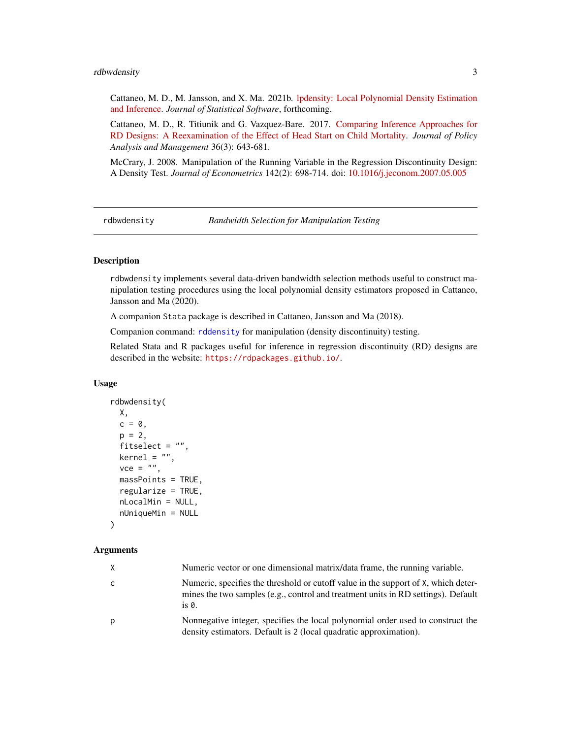Cattaneo, M. D., M. Jansson, and X. Ma. 2021b. lpdensity: Local Polynomial Density Estimation and Inference. *Journal of Statistical Software*, forthcoming.

Cattaneo, M. D., R. Titiunik and G. Vazquez-Bare. 2017. Comparing Inference Approaches for RD Designs: A Reexamination of the Effect of Head Start on Child Mortality. *Journal of Policy Analysis and Management* 36(3): 643-681.

McCrary, J. 2008. Manipulation of the Running Variable in the Regression Discontinuity Design: A Density Test. *Journal of Econometrics* 142(2): 698-714. doi: 10.1016/j.jeconom.2007.05.005

---

## rdbwdensity — *Bandwidth Selection for Manipulation Testing*

### Description

`rdbwdensity` implements several data-driven bandwidth selection methods useful to construct manipulation testing procedures using the local polynomial density estimators proposed in Cattaneo, Jansson and Ma (2020).

A companion `Stata` package is described in Cattaneo, Jansson and Ma (2018).

Companion command: `rddensity` for manipulation (density discontinuity) testing.

Related Stata and R packages useful for inference in regression discontinuity (RD) designs are described in the website: `https://rdpackages.github.io/`.

### Usage

```
rdbwdensity(
  X,
  c = 0,
  p = 2,
  fitselect = "",
  kernel = "",
  vce = "",
  massPoints = TRUE,
  regularize = TRUE,
  nLocalMin = NULL,
  nUniqueMin = NULL
)
```

### Arguments

| | |
|---|---|
| `X` | Numeric vector or one dimensional matrix/data frame, the running variable. |
| `c` | Numeric, specifies the threshold or cutoff value in the support of `X`, which determines the two samples (e.g., control and treatment units in RD settings). Default is `0`. |
| `p` | Nonnegative integer, specifies the local polynomial order used to construct the density estimators. Default is `2` (local quadratic approximation). |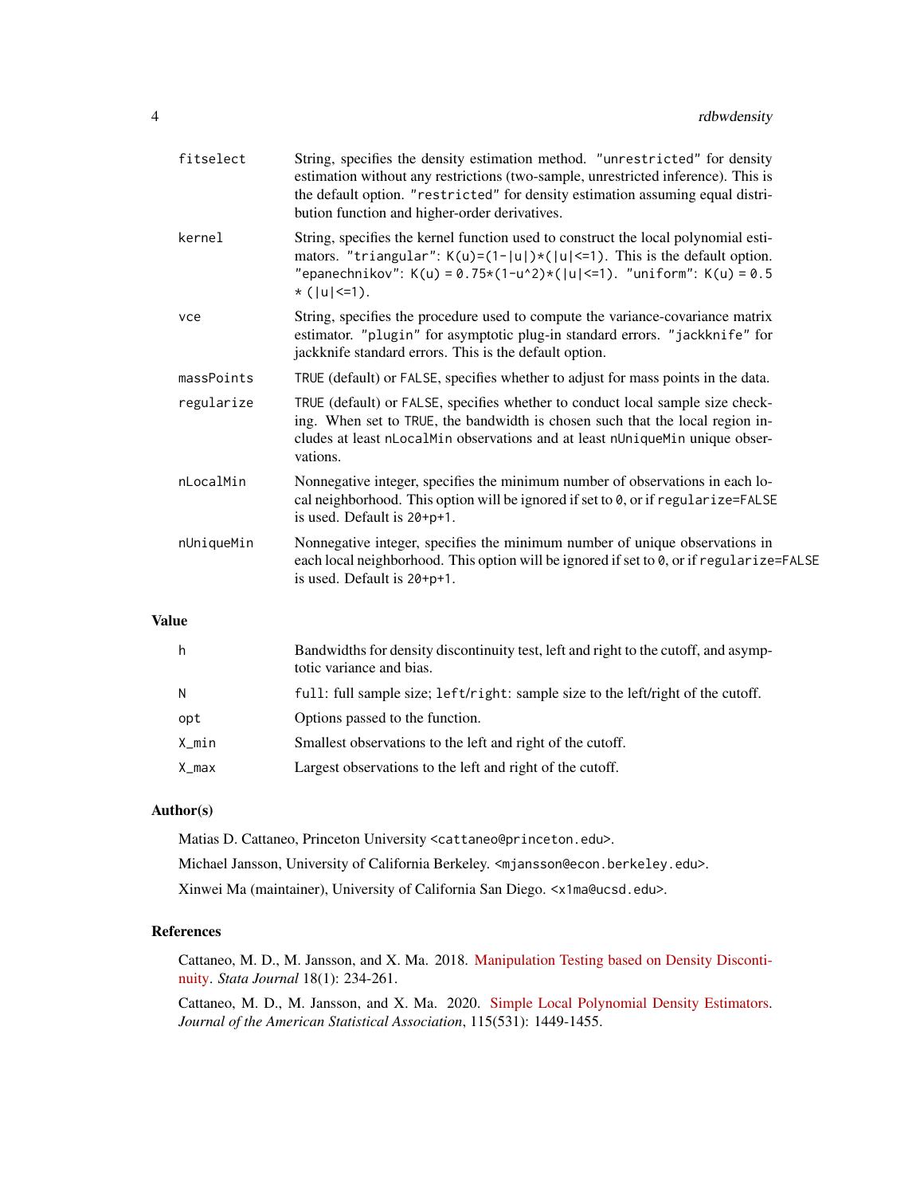| | |
|---|---|
| fitselect | String, specifies the density estimation method. "unrestricted" for density estimation without any restrictions (two-sample, unrestricted inference). This is the default option. "restricted" for density estimation assuming equal distribution function and higher-order derivatives. |
| kernel | String, specifies the kernel function used to construct the local polynomial estimators. "triangular": K(u)=(1-\|u\|)*(\|u\|<=1). This is the default option. "epanechnikov": K(u) = 0.75*(1-u^2)*(\|u\|<=1). "uniform": K(u) = 0.5 * (\|u\|<=1). |
| vce | String, specifies the procedure used to compute the variance-covariance matrix estimator. "plugin" for asymptotic plug-in standard errors. "jackknife" for jackknife standard errors. This is the default option. |
| massPoints | TRUE (default) or FALSE, specifies whether to adjust for mass points in the data. |
| regularize | TRUE (default) or FALSE, specifies whether to conduct local sample size checking. When set to TRUE, the bandwidth is chosen such that the local region includes at least nLocalMin observations and at least nUniqueMin unique observations. |
| nLocalMin | Nonnegative integer, specifies the minimum number of observations in each local neighborhood. This option will be ignored if set to 0, or if regularize=FALSE is used. Default is 20+p+1. |
| nUniqueMin | Nonnegative integer, specifies the minimum number of unique observations in each local neighborhood. This option will be ignored if set to 0, or if regularize=FALSE is used. Default is 20+p+1. |

## Value

| | |
|---|---|
| h | Bandwidths for density discontinuity test, left and right to the cutoff, and asymptotic variance and bias. |
| N | full: full sample size; left/right: sample size to the left/right of the cutoff. |
| opt | Options passed to the function. |
| X_min | Smallest observations to the left and right of the cutoff. |
| X_max | Largest observations to the left and right of the cutoff. |

## Author(s)

Matias D. Cattaneo, Princeton University <cattaneo@princeton.edu>.

Michael Jansson, University of California Berkeley. <mjansson@econ.berkeley.edu>.

Xinwei Ma (maintainer), University of California San Diego. <x1ma@ucsd.edu>.

## References

Cattaneo, M. D., M. Jansson, and X. Ma. 2018. Manipulation Testing based on Density Discontinuity. *Stata Journal* 18(1): 234-261.

Cattaneo, M. D., M. Jansson, and X. Ma. 2020. Simple Local Polynomial Density Estimators. *Journal of the American Statistical Association*, 115(531): 1449-1455.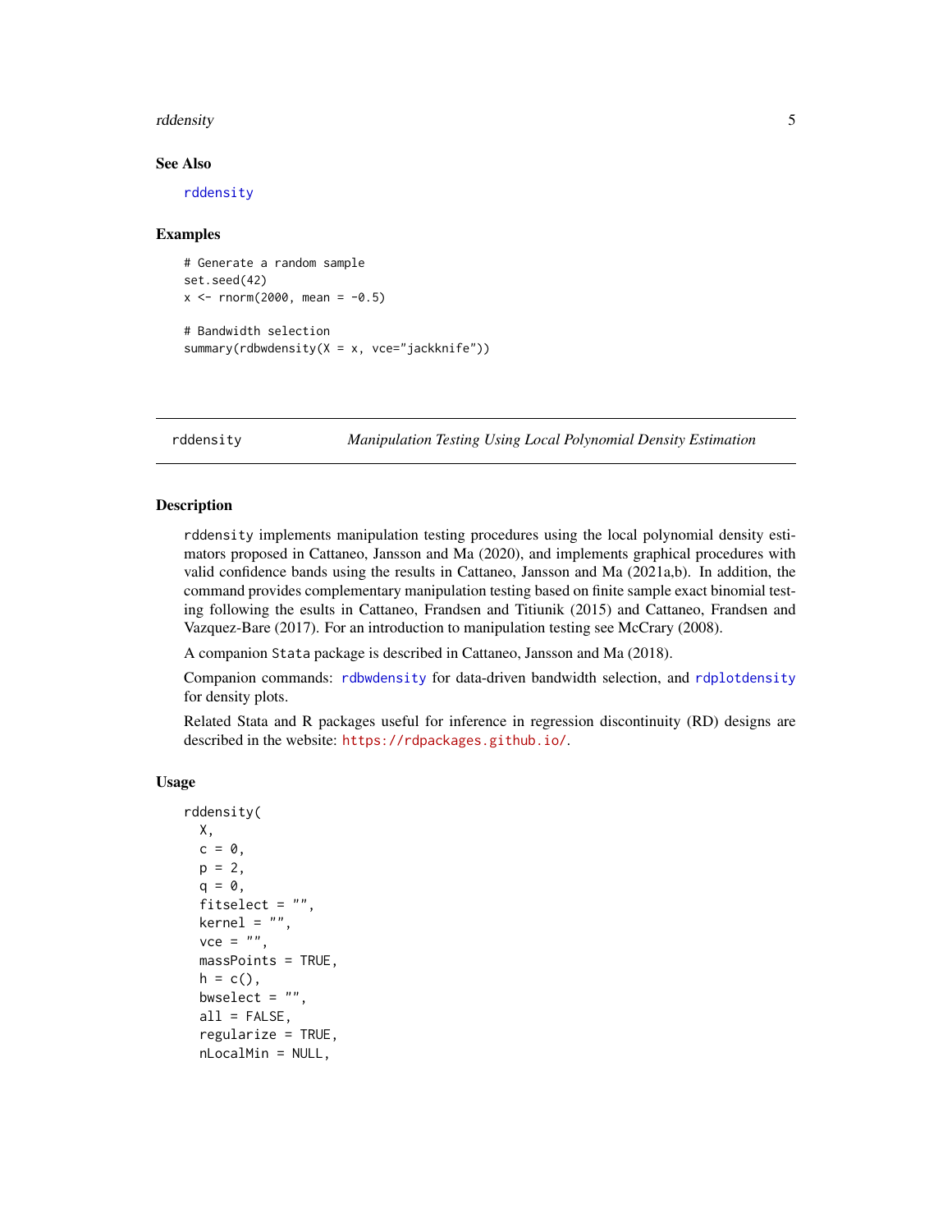## See Also

rddensity

## Examples

```
# Generate a random sample
set.seed(42)
x <- rnorm(2000, mean = -0.5)

# Bandwidth selection
summary(rdbwdensity(X = x, vce="jackknife"))
```

---

# rddensity *Manipulation Testing Using Local Polynomial Density Estimation*

---

## Description

rddensity implements manipulation testing procedures using the local polynomial density estimators proposed in Cattaneo, Jansson and Ma (2020), and implements graphical procedures with valid confidence bands using the results in Cattaneo, Jansson and Ma (2021a,b). In addition, the command provides complementary manipulation testing based on finite sample exact binomial testing following the esults in Cattaneo, Frandsen and Titiunik (2015) and Cattaneo, Frandsen and Vazquez-Bare (2017). For an introduction to manipulation testing see McCrary (2008).

A companion Stata package is described in Cattaneo, Jansson and Ma (2018).

Companion commands: rdbwdensity for data-driven bandwidth selection, and rdplotdensity for density plots.

Related Stata and R packages useful for inference in regression discontinuity (RD) designs are described in the website: https://rdpackages.github.io/.

## Usage

```
rddensity(
  X,
  c = 0,
  p = 2,
  q = 0,
  fitselect = "",
  kernel = "",
  vce = "",
  massPoints = TRUE,
  h = c(),
  bwselect = "",
  all = FALSE,
  regularize = TRUE,
  nLocalMin = NULL,
```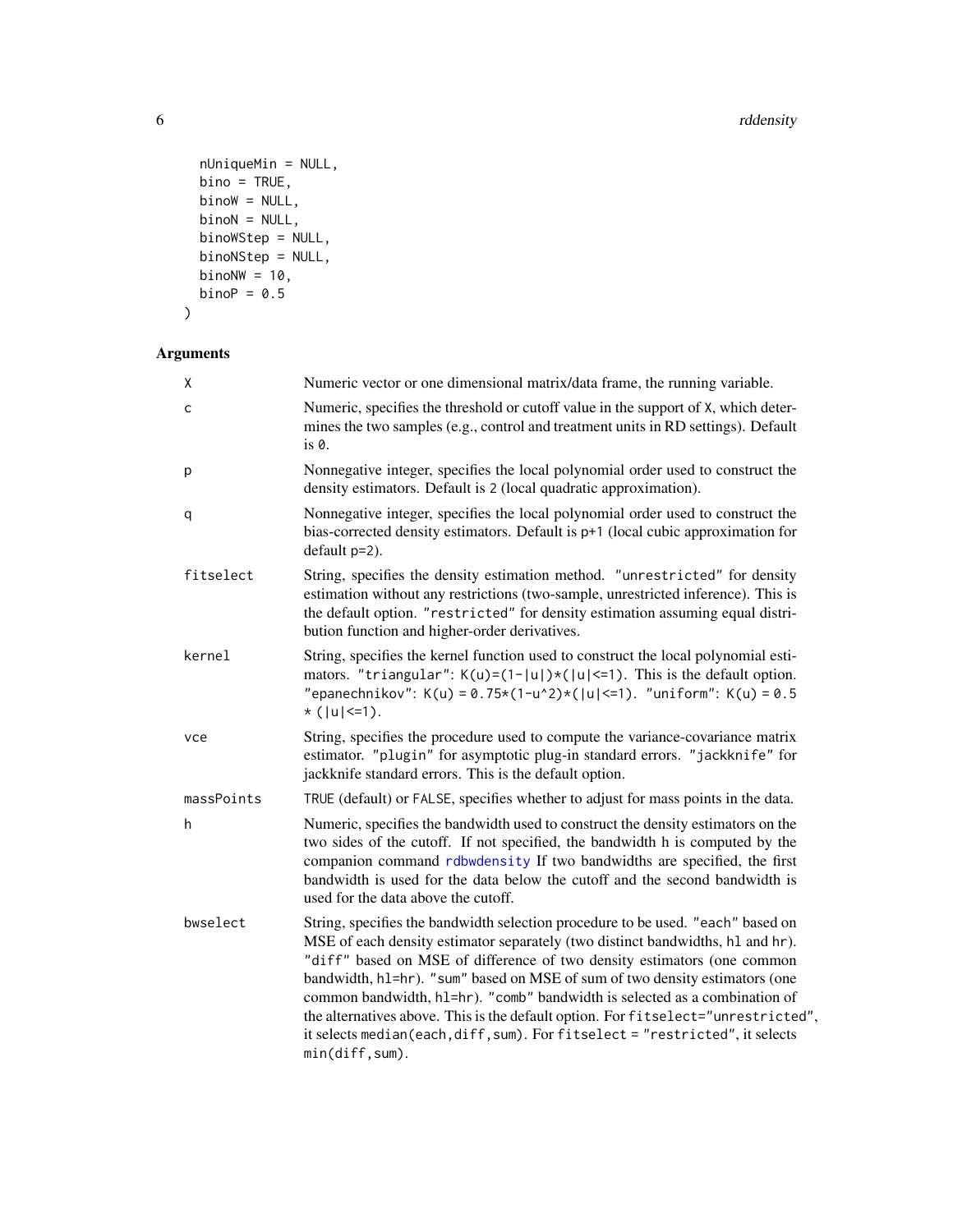```
  nUniqueMin = NULL,
  bino = TRUE,
  binoW = NULL,
  binoN = NULL,
  binoWStep = NULL,
  binoNStep = NULL,
  binoNW = 10,
  binoP = 0.5
)
```

## Arguments

| | |
|---|---|
| `X` | Numeric vector or one dimensional matrix/data frame, the running variable. |
| `c` | Numeric, specifies the threshold or cutoff value in the support of `X`, which determines the two samples (e.g., control and treatment units in RD settings). Default is `0`. |
| `p` | Nonnegative integer, specifies the local polynomial order used to construct the density estimators. Default is `2` (local quadratic approximation). |
| `q` | Nonnegative integer, specifies the local polynomial order used to construct the bias-corrected density estimators. Default is `p+1` (local cubic approximation for default `p=2`). |
| `fitselect` | String, specifies the density estimation method. `"unrestricted"` for density estimation without any restrictions (two-sample, unrestricted inference). This is the default option. `"restricted"` for density estimation assuming equal distribution function and higher-order derivatives. |
| `kernel` | String, specifies the kernel function used to construct the local polynomial estimators. `"triangular"`: `K(u)=(1-|u|)*(|u|<=1)`. This is the default option. `"epanechnikov"`: `K(u) = 0.75*(1-u^2)*(|u|<=1)`. `"uniform"`: `K(u) = 0.5 * (|u|<=1)`. |
| `vce` | String, specifies the procedure used to compute the variance-covariance matrix estimator. `"plugin"` for asymptotic plug-in standard errors. `"jackknife"` for jackknife standard errors. This is the default option. |
| `massPoints` | `TRUE` (default) or `FALSE`, specifies whether to adjust for mass points in the data. |
| `h` | Numeric, specifies the bandwidth used to construct the density estimators on the two sides of the cutoff. If not specified, the bandwidth h is computed by the companion command `rdbwdensity` If two bandwidths are specified, the first bandwidth is used for the data below the cutoff and the second bandwidth is used for the data above the cutoff. |
| `bwselect` | String, specifies the bandwidth selection procedure to be used. `"each"` based on MSE of each density estimator separately (two distinct bandwidths, `hl` and `hr`). `"diff"` based on MSE of difference of two density estimators (one common bandwidth, `hl=hr`). `"sum"` based on MSE of sum of two density estimators (one common bandwidth, `hl=hr`). `"comb"` bandwidth is selected as a combination of the alternatives above. This is the default option. For `fitselect="unrestricted"`, it selects `median(each,diff,sum)`. For `fitselect = "restricted"`, it selects `min(diff,sum)`. |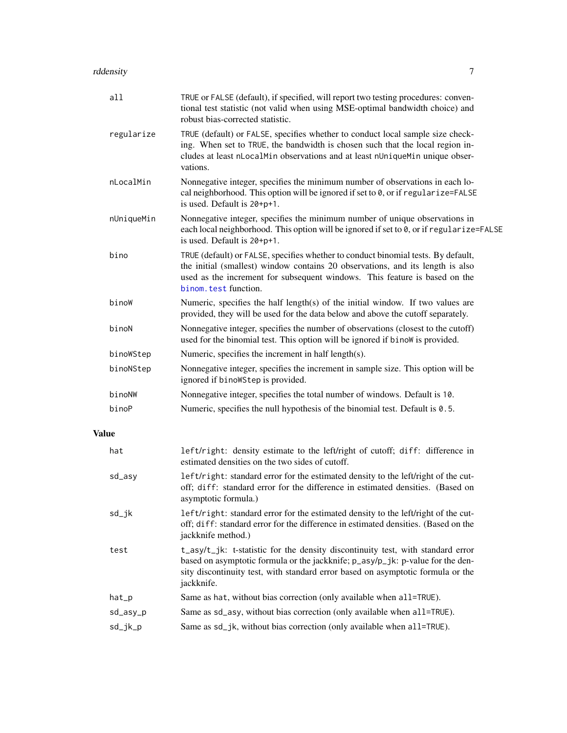| | |
|---|---|
| `all` | `TRUE` or `FALSE` (default), if specified, will report two testing procedures: conventional test statistic (not valid when using MSE-optimal bandwidth choice) and robust bias-corrected statistic. |
| `regularize` | `TRUE` (default) or `FALSE`, specifies whether to conduct local sample size checking. When set to `TRUE`, the bandwidth is chosen such that the local region includes at least `nLocalMin` observations and at least `nUniqueMin` unique observations. |
| `nLocalMin` | Nonnegative integer, specifies the minimum number of observations in each local neighborhood. This option will be ignored if set to `0`, or if `regularize=FALSE` is used. Default is `20+p+1`. |
| `nUniqueMin` | Nonnegative integer, specifies the minimum number of unique observations in each local neighborhood. This option will be ignored if set to `0`, or if `regularize=FALSE` is used. Default is `20+p+1`. |
| `bino` | `TRUE` (default) or `FALSE`, specifies whether to conduct binomial tests. By default, the initial (smallest) window contains 20 observations, and its length is also used as the increment for subsequent windows. This feature is based on the `binom.test` function. |
| `binoW` | Numeric, specifies the half length(s) of the initial window. If two values are provided, they will be used for the data below and above the cutoff separately. |
| `binoN` | Nonnegative integer, specifies the number of observations (closest to the cutoff) used for the binomial test. This option will be ignored if `binoW` is provided. |
| `binoWStep` | Numeric, specifies the increment in half length(s). |
| `binoNStep` | Nonnegative integer, specifies the increment in sample size. This option will be ignored if `binoWStep` is provided. |
| `binoNW` | Nonnegative integer, specifies the total number of windows. Default is `10`. |
| `binoP` | Numeric, specifies the null hypothesis of the binomial test. Default is `0.5`. |

## Value

| | |
|---|---|
| `hat` | `left`/`right`: density estimate to the left/right of cutoff; `diff`: difference in estimated densities on the two sides of cutoff. |
| `sd_asy` | `left`/`right`: standard error for the estimated density to the left/right of the cutoff; `diff`: standard error for the difference in estimated densities. (Based on asymptotic formula.) |
| `sd_jk` | `left`/`right`: standard error for the estimated density to the left/right of the cutoff; `diff`: standard error for the difference in estimated densities. (Based on the jackknife method.) |
| `test` | `t_asy`/`t_jk`: t-statistic for the density discontinuity test, with standard error based on asymptotic formula or the jackknife; `p_asy`/`p_jk`: p-value for the density discontinuity test, with standard error based on asymptotic formula or the jackknife. |
| `hat_p` | Same as `hat`, without bias correction (only available when `all=TRUE`). |
| `sd_asy_p` | Same as `sd_asy`, without bias correction (only available when `all=TRUE`). |
| `sd_jk_p` | Same as `sd_jk`, without bias correction (only available when `all=TRUE`). |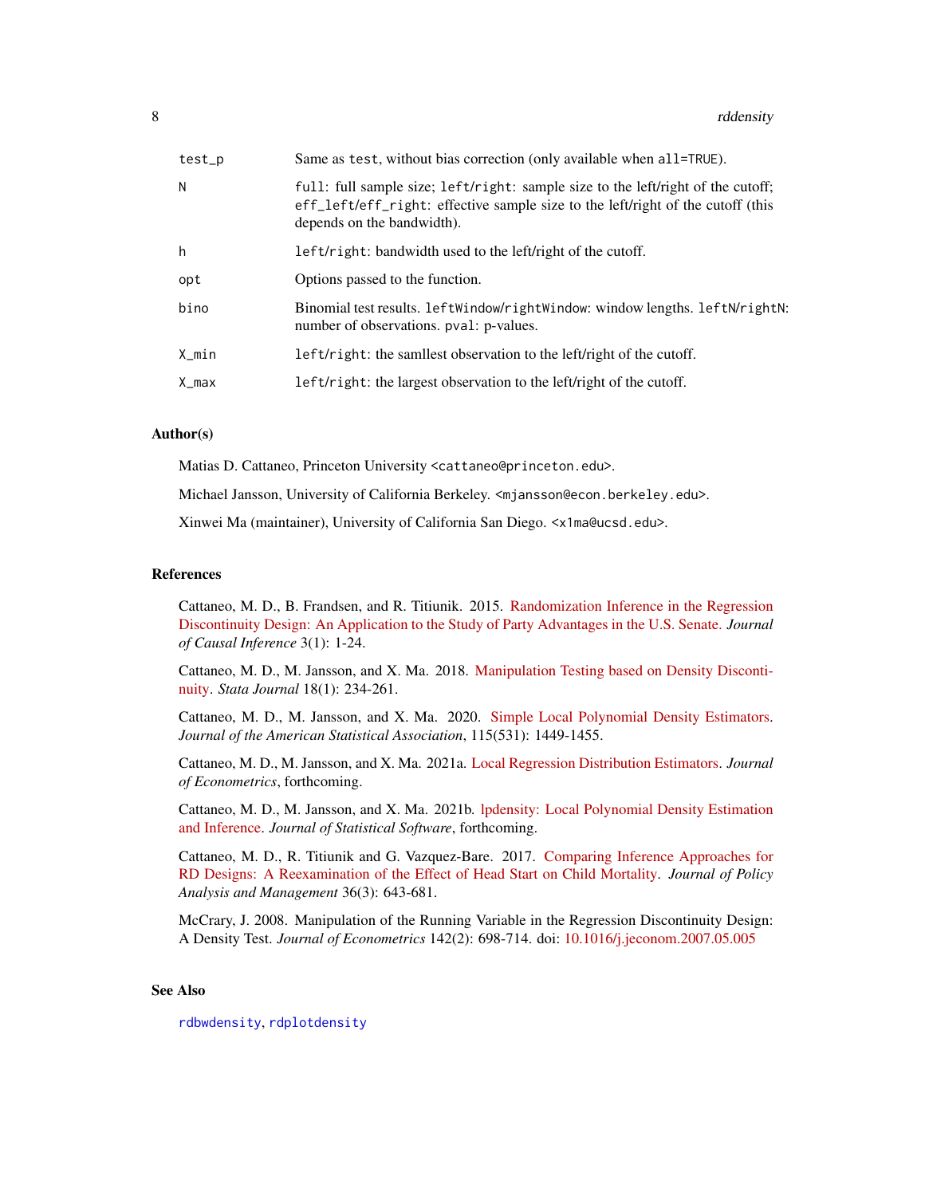| | |
|---|---|
| `test_p` | Same as `test`, without bias correction (only available when `all=TRUE`). |
| `N` | `full`: full sample size; `left`/`right`: sample size to the left/right of the cutoff; `eff_left`/`eff_right`: effective sample size to the left/right of the cutoff (this depends on the bandwidth). |
| `h` | `left`/`right`: bandwidth used to the left/right of the cutoff. |
| `opt` | Options passed to the function. |
| `bino` | Binomial test results. `leftWindow`/`rightWindow`: window lengths. `leftN`/`rightN`: number of observations. `pval`: p-values. |
| `X_min` | `left`/`right`: the samllest observation to the left/right of the cutoff. |
| `X_max` | `left`/`right`: the largest observation to the left/right of the cutoff. |

## Author(s)

Matias D. Cattaneo, Princeton University <cattaneo@princeton.edu>.

Michael Jansson, University of California Berkeley. <mjansson@econ.berkeley.edu>.

Xinwei Ma (maintainer), University of California San Diego. <x1ma@ucsd.edu>.

## References

Cattaneo, M. D., B. Frandsen, and R. Titiunik. 2015. Randomization Inference in the Regression Discontinuity Design: An Application to the Study of Party Advantages in the U.S. Senate. *Journal of Causal Inference* 3(1): 1-24.

Cattaneo, M. D., M. Jansson, and X. Ma. 2018. Manipulation Testing based on Density Discontinuity. *Stata Journal* 18(1): 234-261.

Cattaneo, M. D., M. Jansson, and X. Ma. 2020. Simple Local Polynomial Density Estimators. *Journal of the American Statistical Association*, 115(531): 1449-1455.

Cattaneo, M. D., M. Jansson, and X. Ma. 2021a. Local Regression Distribution Estimators. *Journal of Econometrics*, forthcoming.

Cattaneo, M. D., M. Jansson, and X. Ma. 2021b. lpdensity: Local Polynomial Density Estimation and Inference. *Journal of Statistical Software*, forthcoming.

Cattaneo, M. D., R. Titiunik and G. Vazquez-Bare. 2017. Comparing Inference Approaches for RD Designs: A Reexamination of the Effect of Head Start on Child Mortality. *Journal of Policy Analysis and Management* 36(3): 643-681.

McCrary, J. 2008. Manipulation of the Running Variable in the Regression Discontinuity Design: A Density Test. *Journal of Econometrics* 142(2): 698-714. doi: 10.1016/j.jeconom.2007.05.005

## See Also

`rdbwdensity`, `rdplotdensity`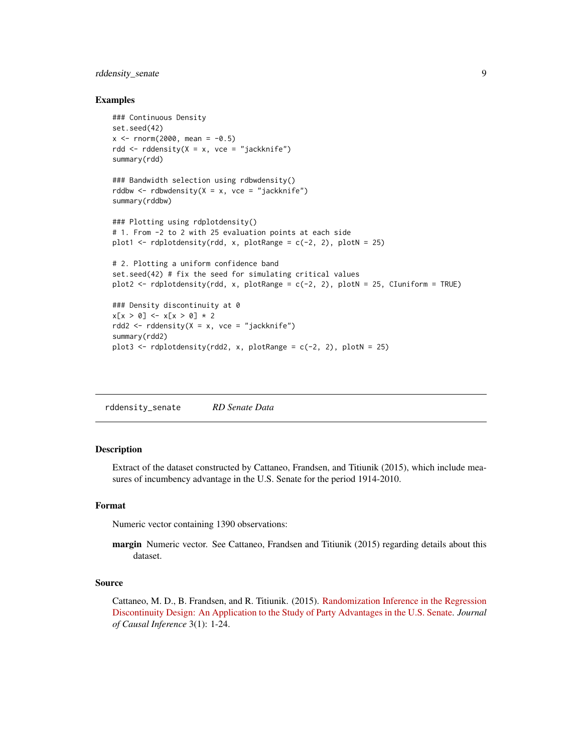## Examples

```
### Continuous Density
set.seed(42)
x <- rnorm(2000, mean = -0.5)
rdd <- rddensity(X = x, vce = "jackknife")
summary(rdd)

### Bandwidth selection using rdbwdensity()
rddbw <- rdbwdensity(X = x, vce = "jackknife")
summary(rddbw)

### Plotting using rdplotdensity()
# 1. From -2 to 2 with 25 evaluation points at each side
plot1 <- rdplotdensity(rdd, x, plotRange = c(-2, 2), plotN = 25)

# 2. Plotting a uniform confidence band
set.seed(42) # fix the seed for simulating critical values
plot2 <- rdplotdensity(rdd, x, plotRange = c(-2, 2), plotN = 25, CIuniform = TRUE)

### Density discontinuity at 0
x[x > 0] <- x[x > 0] * 2
rdd2 <- rddensity(X = x, vce = "jackknife")
summary(rdd2)
plot3 <- rdplotdensity(rdd2, x, plotRange = c(-2, 2), plotN = 25)
```

---

# `rddensity_senate` *RD Senate Data*

---

## Description

Extract of the dataset constructed by Cattaneo, Frandsen, and Titiunik (2015), which include measures of incumbency advantage in the U.S. Senate for the period 1914-2010.

## Format

Numeric vector containing 1390 observations:

**margin** Numeric vector. See Cattaneo, Frandsen and Titiunik (2015) regarding details about this dataset.

## Source

Cattaneo, M. D., B. Frandsen, and R. Titiunik. (2015). Randomization Inference in the Regression Discontinuity Design: An Application to the Study of Party Advantages in the U.S. Senate. *Journal of Causal Inference* 3(1): 1-24.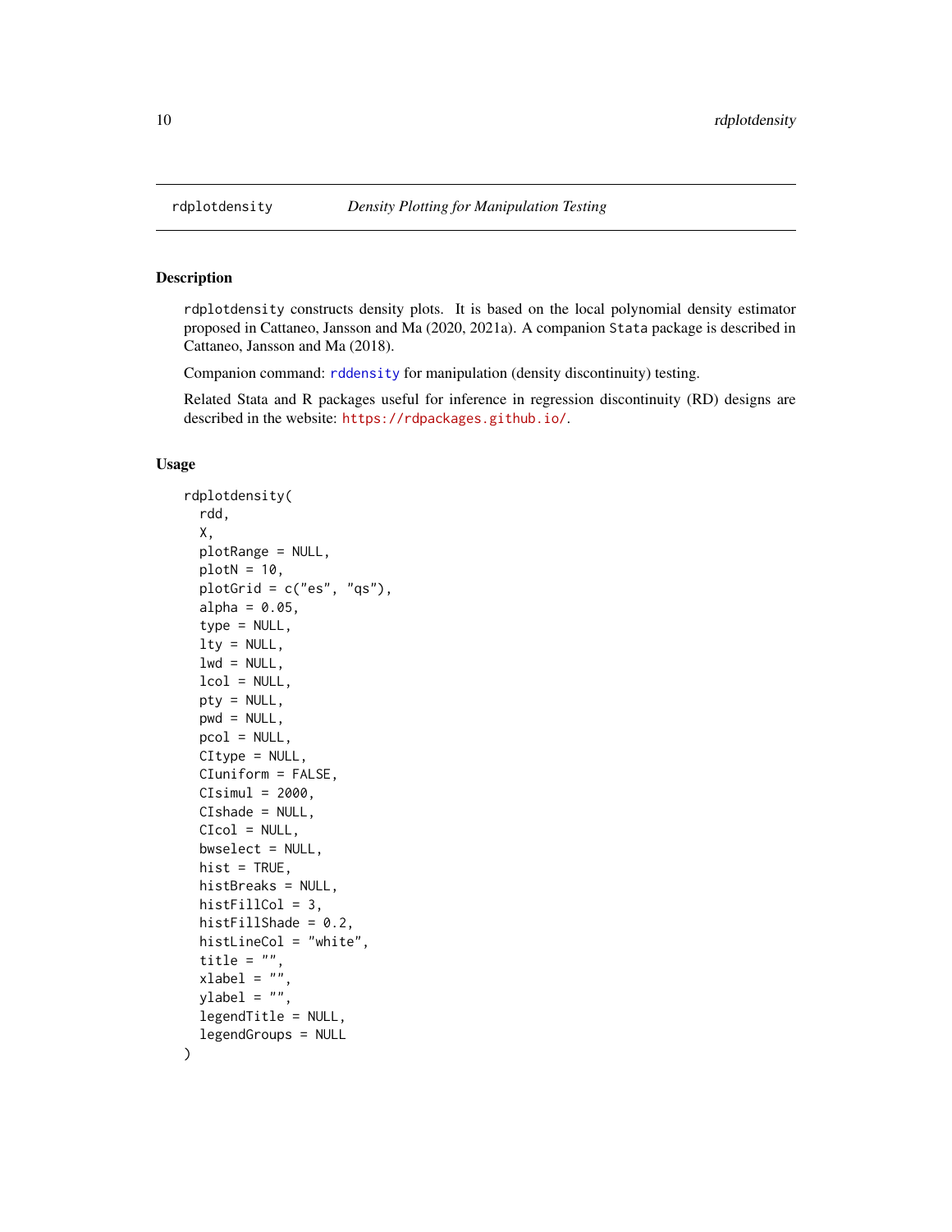## rdplotdensity — *Density Plotting for Manipulation Testing*

### Description

`rdplotdensity` constructs density plots. It is based on the local polynomial density estimator proposed in Cattaneo, Jansson and Ma (2020, 2021a). A companion `Stata` package is described in Cattaneo, Jansson and Ma (2018).

Companion command: `rddensity` for manipulation (density discontinuity) testing.

Related Stata and R packages useful for inference in regression discontinuity (RD) designs are described in the website: https://rdpackages.github.io/.

### Usage

```
rdplotdensity(
  rdd,
  X,
  plotRange = NULL,
  plotN = 10,
  plotGrid = c("es", "qs"),
  alpha = 0.05,
  type = NULL,
  lty = NULL,
  lwd = NULL,
  lcol = NULL,
  pty = NULL,
  pwd = NULL,
  pcol = NULL,
  CItype = NULL,
  CIuniform = FALSE,
  CIsimul = 2000,
  CIshade = NULL,
  CIcol = NULL,
  bwselect = NULL,
  hist = TRUE,
  histBreaks = NULL,
  histFillCol = 3,
  histFillShade = 0.2,
  histLineCol = "white",
  title = "",
  xlabel = "",
  ylabel = "",
  legendTitle = NULL,
  legendGroups = NULL
)
```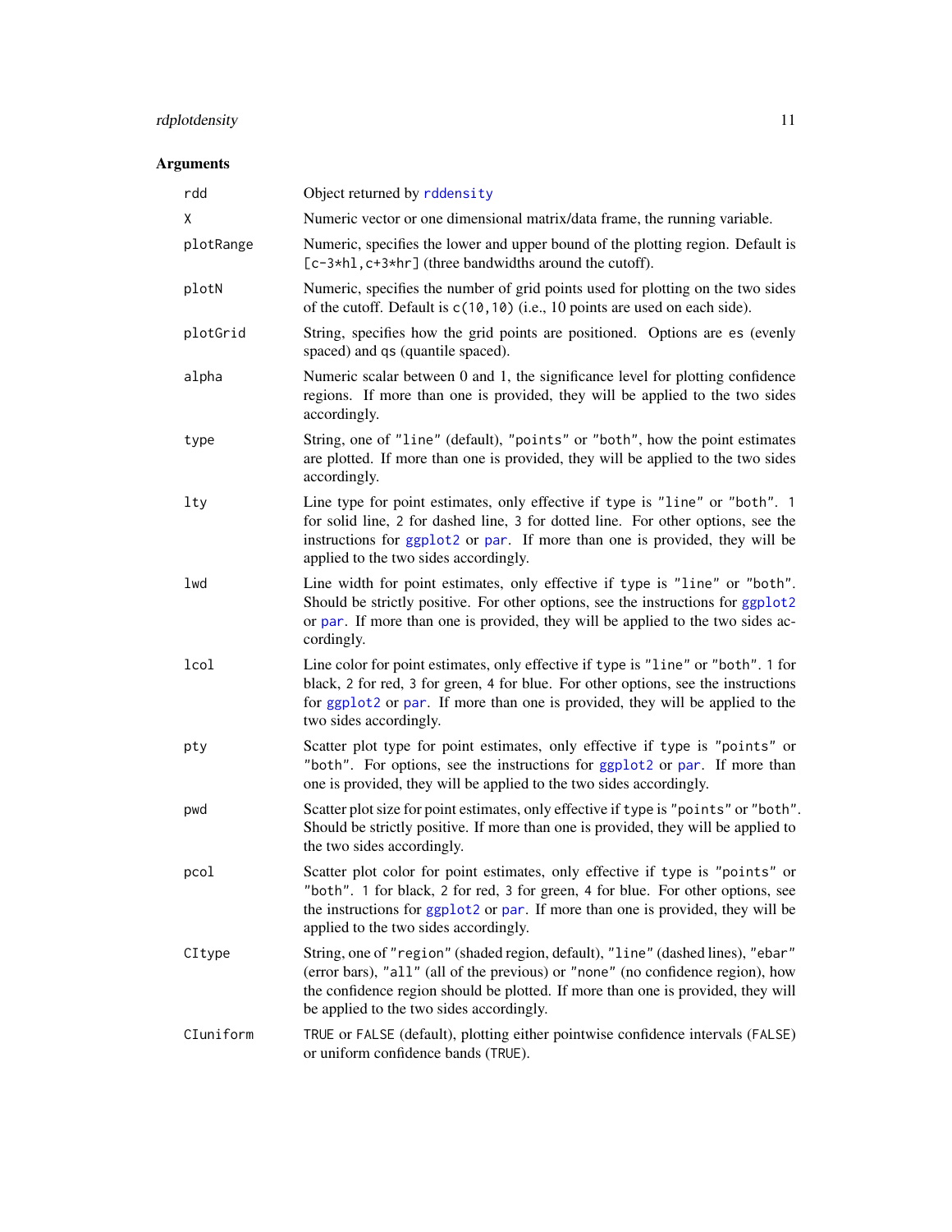### Arguments

| | |
|---|---|
| `rdd` | Object returned by rddensity |
| `X` | Numeric vector or one dimensional matrix/data frame, the running variable. |
| `plotRange` | Numeric, specifies the lower and upper bound of the plotting region. Default is `[c-3*hl,c+3*hr]` (three bandwidths around the cutoff). |
| `plotN` | Numeric, specifies the number of grid points used for plotting on the two sides of the cutoff. Default is `c(10,10)` (i.e., 10 points are used on each side). |
| `plotGrid` | String, specifies how the grid points are positioned. Options are `es` (evenly spaced) and `qs` (quantile spaced). |
| `alpha` | Numeric scalar between 0 and 1, the significance level for plotting confidence regions. If more than one is provided, they will be applied to the two sides accordingly. |
| `type` | String, one of `"line"` (default), `"points"` or `"both"`, how the point estimates are plotted. If more than one is provided, they will be applied to the two sides accordingly. |
| `lty` | Line type for point estimates, only effective if `type` is `"line"` or `"both"`. `1` for solid line, `2` for dashed line, `3` for dotted line. For other options, see the instructions for ggplot2 or par. If more than one is provided, they will be applied to the two sides accordingly. |
| `lwd` | Line width for point estimates, only effective if `type` is `"line"` or `"both"`. Should be strictly positive. For other options, see the instructions for ggplot2 or par. If more than one is provided, they will be applied to the two sides accordingly. |
| `lcol` | Line color for point estimates, only effective if `type` is `"line"` or `"both"`. `1` for black, `2` for red, `3` for green, `4` for blue. For other options, see the instructions for ggplot2 or par. If more than one is provided, they will be applied to the two sides accordingly. |
| `pty` | Scatter plot type for point estimates, only effective if `type` is `"points"` or `"both"`. For options, see the instructions for ggplot2 or par. If more than one is provided, they will be applied to the two sides accordingly. |
| `pwd` | Scatter plot size for point estimates, only effective if `type` is `"points"` or `"both"`. Should be strictly positive. If more than one is provided, they will be applied to the two sides accordingly. |
| `pcol` | Scatter plot color for point estimates, only effective if `type` is `"points"` or `"both"`. `1` for black, `2` for red, `3` for green, `4` for blue. For other options, see the instructions for ggplot2 or par. If more than one is provided, they will be applied to the two sides accordingly. |
| `CItype` | String, one of `"region"` (shaded region, default), `"line"` (dashed lines), `"ebar"` (error bars), `"all"` (all of the previous) or `"none"` (no confidence region), how the confidence region should be plotted. If more than one is provided, they will be applied to the two sides accordingly. |
| `CIuniform` | `TRUE` or `FALSE` (default), plotting either pointwise confidence intervals (`FALSE`) or uniform confidence bands (`TRUE`). |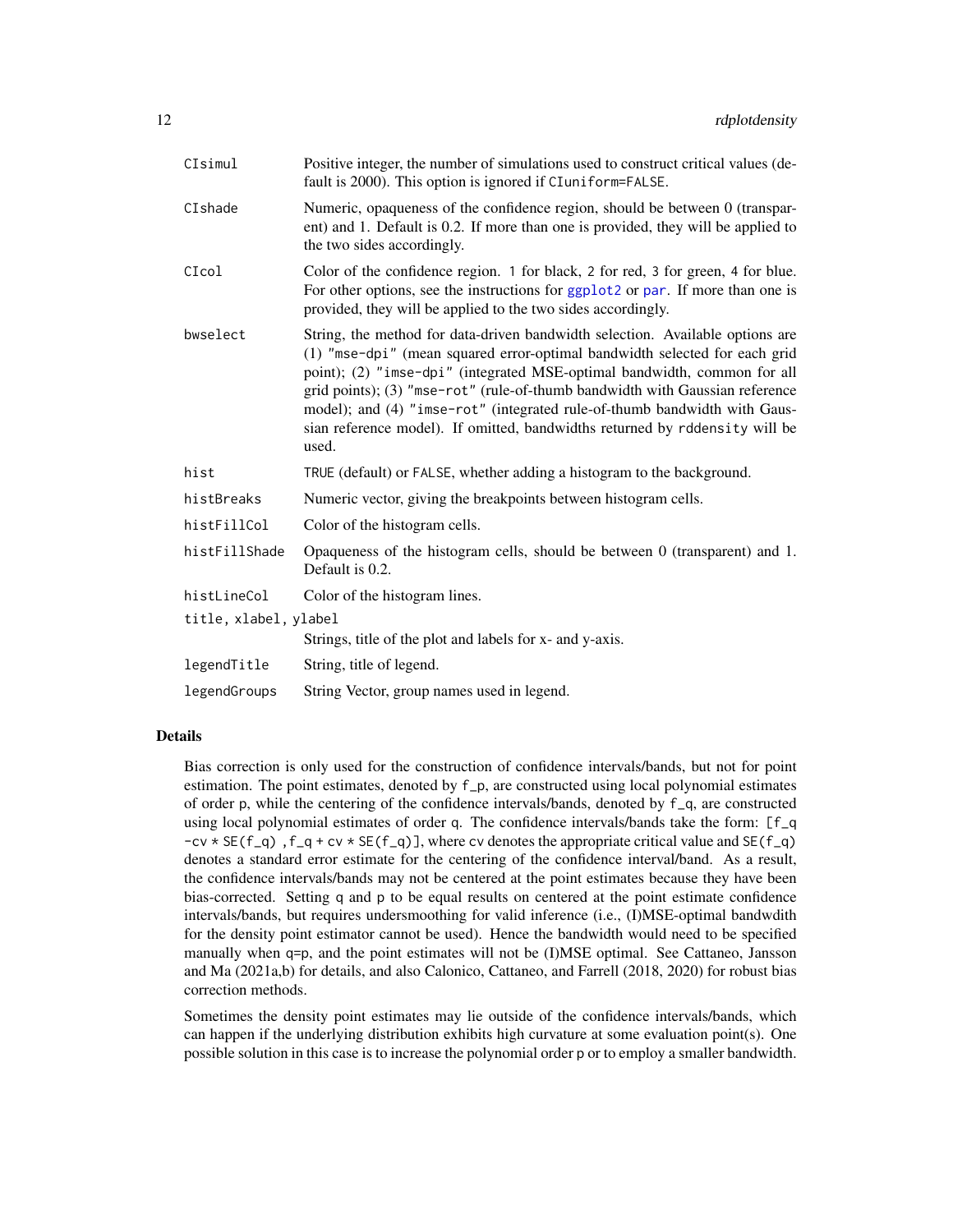| | |
|---|---|
| `CIsimul` | Positive integer, the number of simulations used to construct critical values (default is 2000). This option is ignored if `CIuniform=FALSE`. |
| `CIshade` | Numeric, opaqueness of the confidence region, should be between 0 (transparent) and 1. Default is 0.2. If more than one is provided, they will be applied to the two sides accordingly. |
| `CIcol` | Color of the confidence region. 1 for black, 2 for red, 3 for green, 4 for blue. For other options, see the instructions for ggplot2 or par. If more than one is provided, they will be applied to the two sides accordingly. |
| `bwselect` | String, the method for data-driven bandwidth selection. Available options are (1) `"mse-dpi"` (mean squared error-optimal bandwidth selected for each grid point); (2) `"imse-dpi"` (integrated MSE-optimal bandwidth, common for all grid points); (3) `"mse-rot"` (rule-of-thumb bandwidth with Gaussian reference model); and (4) `"imse-rot"` (integrated rule-of-thumb bandwidth with Gaussian reference model). If omitted, bandwidths returned by `rddensity` will be used. |
| `hist` | `TRUE` (default) or `FALSE`, whether adding a histogram to the background. |
| `histBreaks` | Numeric vector, giving the breakpoints between histogram cells. |
| `histFillCol` | Color of the histogram cells. |
| `histFillShade` | Opaqueness of the histogram cells, should be between 0 (transparent) and 1. Default is 0.2. |
| `histLineCol` | Color of the histogram lines. |
| `title, xlabel, ylabel` | Strings, title of the plot and labels for x- and y-axis. |
| `legendTitle` | String, title of legend. |
| `legendGroups` | String Vector, group names used in legend. |

## Details

Bias correction is only used for the construction of confidence intervals/bands, but not for point estimation. The point estimates, denoted by `f_p`, are constructed using local polynomial estimates of order `p`, while the centering of the confidence intervals/bands, denoted by `f_q`, are constructed using local polynomial estimates of order `q`. The confidence intervals/bands take the form: `[f_q -cv * SE(f_q) ,f_q + cv * SE(f_q)]`, where `cv` denotes the appropriate critical value and `SE(f_q)` denotes a standard error estimate for the centering of the confidence interval/band. As a result, the confidence intervals/bands may not be centered at the point estimates because they have been bias-corrected. Setting `q` and `p` to be equal results on centered at the point estimate confidence intervals/bands, but requires undersmoothing for valid inference (i.e., (I)MSE-optimal bandwdith for the density point estimator cannot be used). Hence the bandwidth would need to be specified manually when `q=p`, and the point estimates will not be (I)MSE optimal. See Cattaneo, Jansson and Ma (2021a,b) for details, and also Calonico, Cattaneo, and Farrell (2018, 2020) for robust bias correction methods.

Sometimes the density point estimates may lie outside of the confidence intervals/bands, which can happen if the underlying distribution exhibits high curvature at some evaluation point(s). One possible solution in this case is to increase the polynomial order `p` or to employ a smaller bandwidth.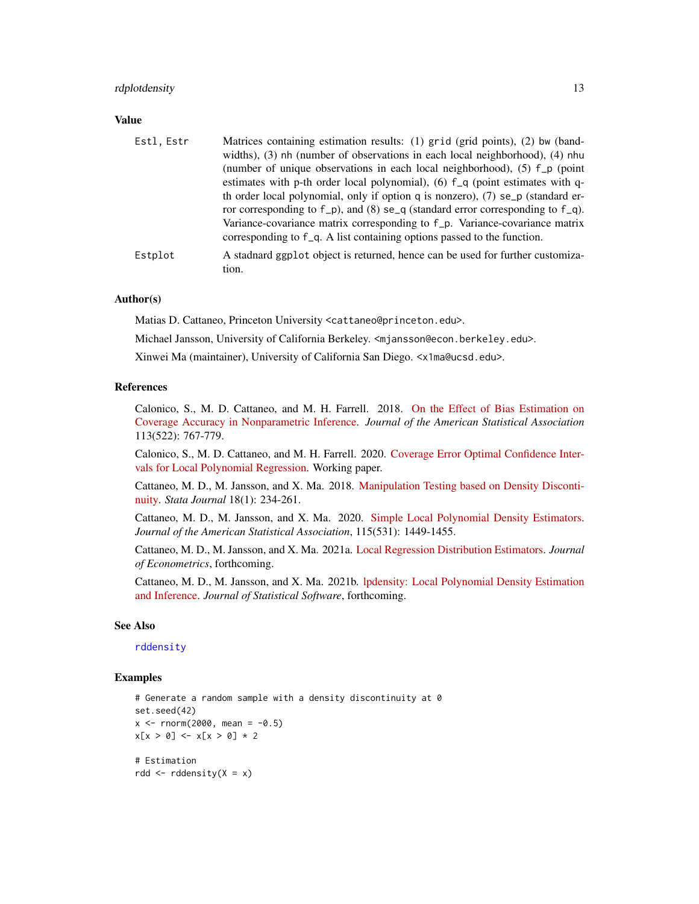### Value

**Estl, Estr** Matrices containing estimation results: (1) `grid` (grid points), (2) `bw` (bandwidths), (3) `nh` (number of observations in each local neighborhood), (4) `nhu` (number of unique observations in each local neighborhood), (5) `f_p` (point estimates with p-th order local polynomial), (6) `f_q` (point estimates with q-th order local polynomial, only if option `q` is nonzero), (7) `se_p` (standard error corresponding to `f_p`), and (8) `se_q` (standard error corresponding to `f_q`). Variance-covariance matrix corresponding to `f_p`. Variance-covariance matrix corresponding to `f_q`. A list containing options passed to the function.

**Estplot** A stadnard `ggplot` object is returned, hence can be used for further customization.

### Author(s)

Matias D. Cattaneo, Princeton University <cattaneo@princeton.edu>.

Michael Jansson, University of California Berkeley. <mjansson@econ.berkeley.edu>.

Xinwei Ma (maintainer), University of California San Diego. <x1ma@ucsd.edu>.

### References

Calonico, S., M. D. Cattaneo, and M. H. Farrell. 2018. On the Effect of Bias Estimation on Coverage Accuracy in Nonparametric Inference. *Journal of the American Statistical Association* 113(522): 767-779.

Calonico, S., M. D. Cattaneo, and M. H. Farrell. 2020. Coverage Error Optimal Confidence Intervals for Local Polynomial Regression. Working paper.

Cattaneo, M. D., M. Jansson, and X. Ma. 2018. Manipulation Testing based on Density Discontinuity. *Stata Journal* 18(1): 234-261.

Cattaneo, M. D., M. Jansson, and X. Ma. 2020. Simple Local Polynomial Density Estimators. *Journal of the American Statistical Association*, 115(531): 1449-1455.

Cattaneo, M. D., M. Jansson, and X. Ma. 2021a. Local Regression Distribution Estimators. *Journal of Econometrics*, forthcoming.

Cattaneo, M. D., M. Jansson, and X. Ma. 2021b. lpdensity: Local Polynomial Density Estimation and Inference. *Journal of Statistical Software*, forthcoming.

### See Also

`rddensity`

### Examples

```
# Generate a random sample with a density discontinuity at 0
set.seed(42)
x <- rnorm(2000, mean = -0.5)
x[x > 0] <- x[x > 0] * 2

# Estimation
rdd <- rddensity(X = x)
```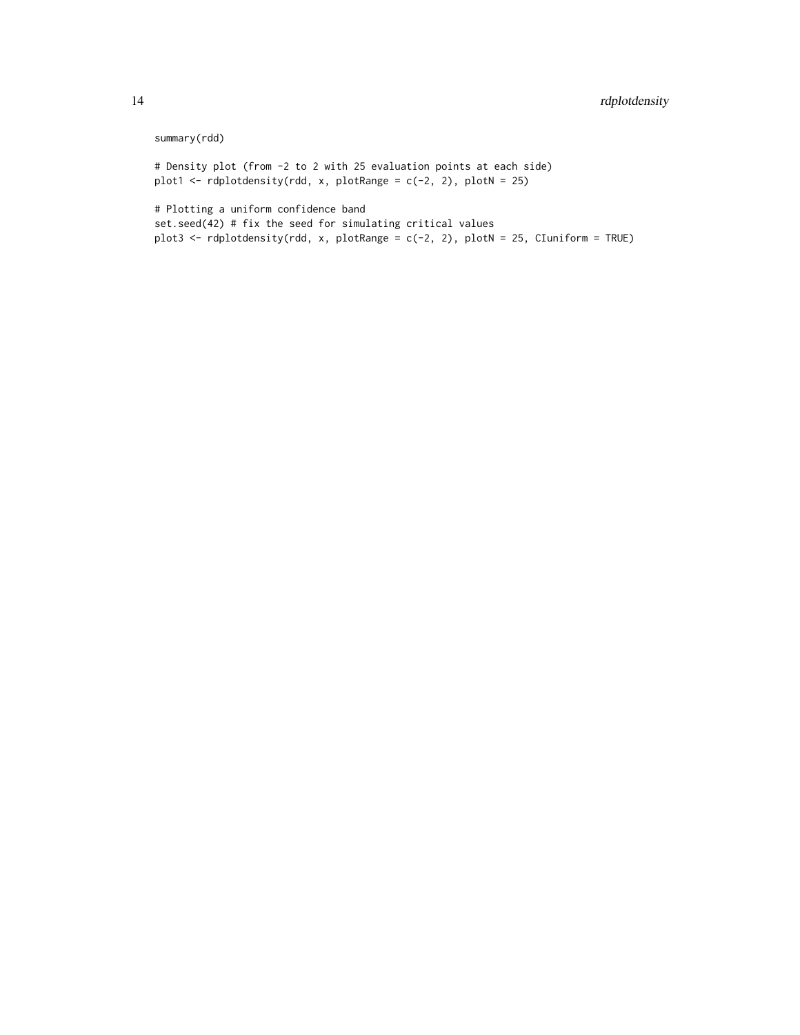```
summary(rdd)

# Density plot (from -2 to 2 with 25 evaluation points at each side)
plot1 <- rdplotdensity(rdd, x, plotRange = c(-2, 2), plotN = 25)

# Plotting a uniform confidence band
set.seed(42) # fix the seed for simulating critical values
plot3 <- rdplotdensity(rdd, x, plotRange = c(-2, 2), plotN = 25, CIuniform = TRUE)
```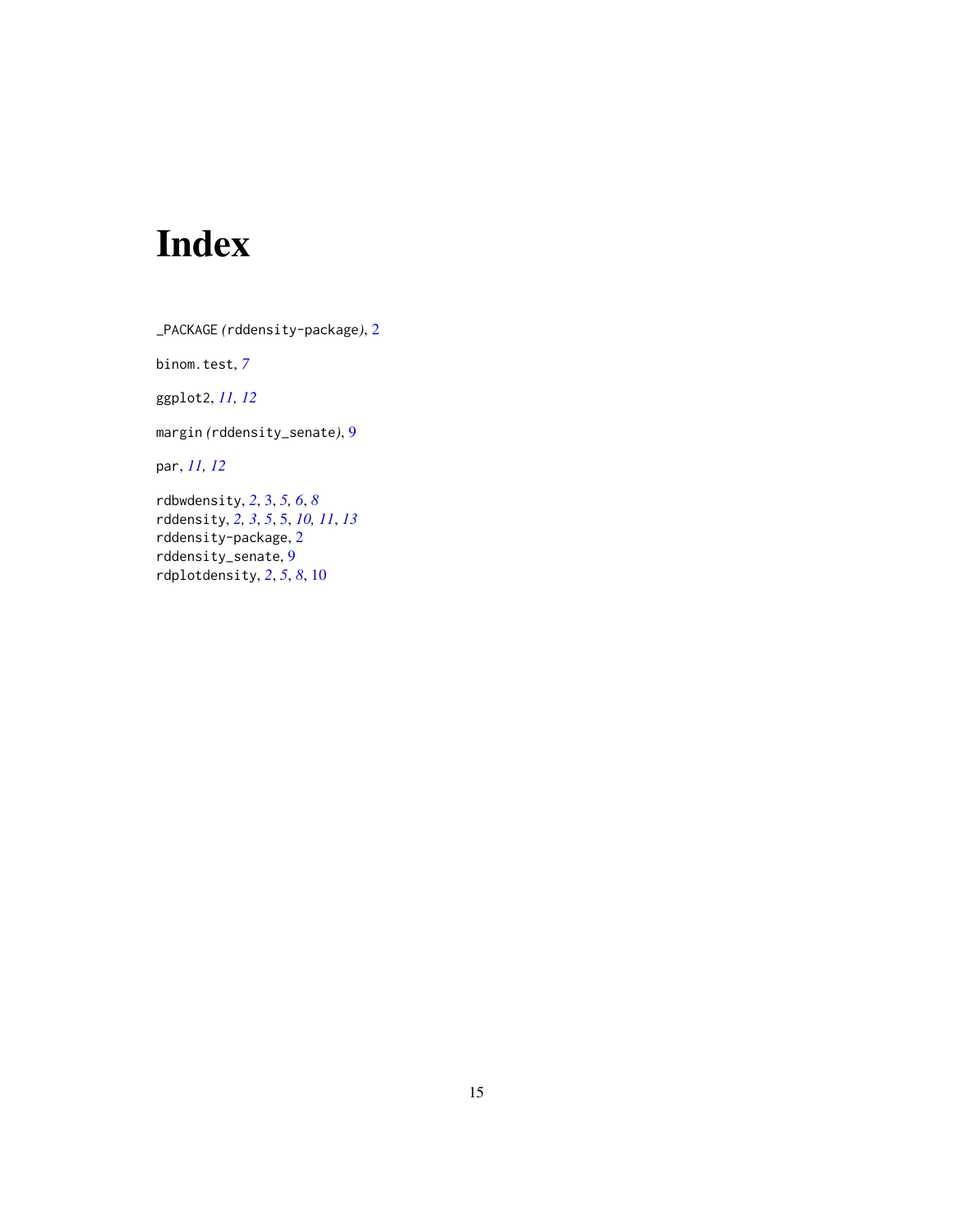# Index

_PACKAGE (rddensity-package), 2

binom.test, *7*

ggplot2, *11, 12*

margin (rddensity_senate), 9

par, *11, 12*

rdbwdensity, *2*, 3, *5, 6*, *8*
rddensity, *2, 3*, *5*, 5, *10, 11*, *13*
rddensity-package, 2
rddensity_senate, 9
rdplotdensity, *2*, *5*, *8*, 10